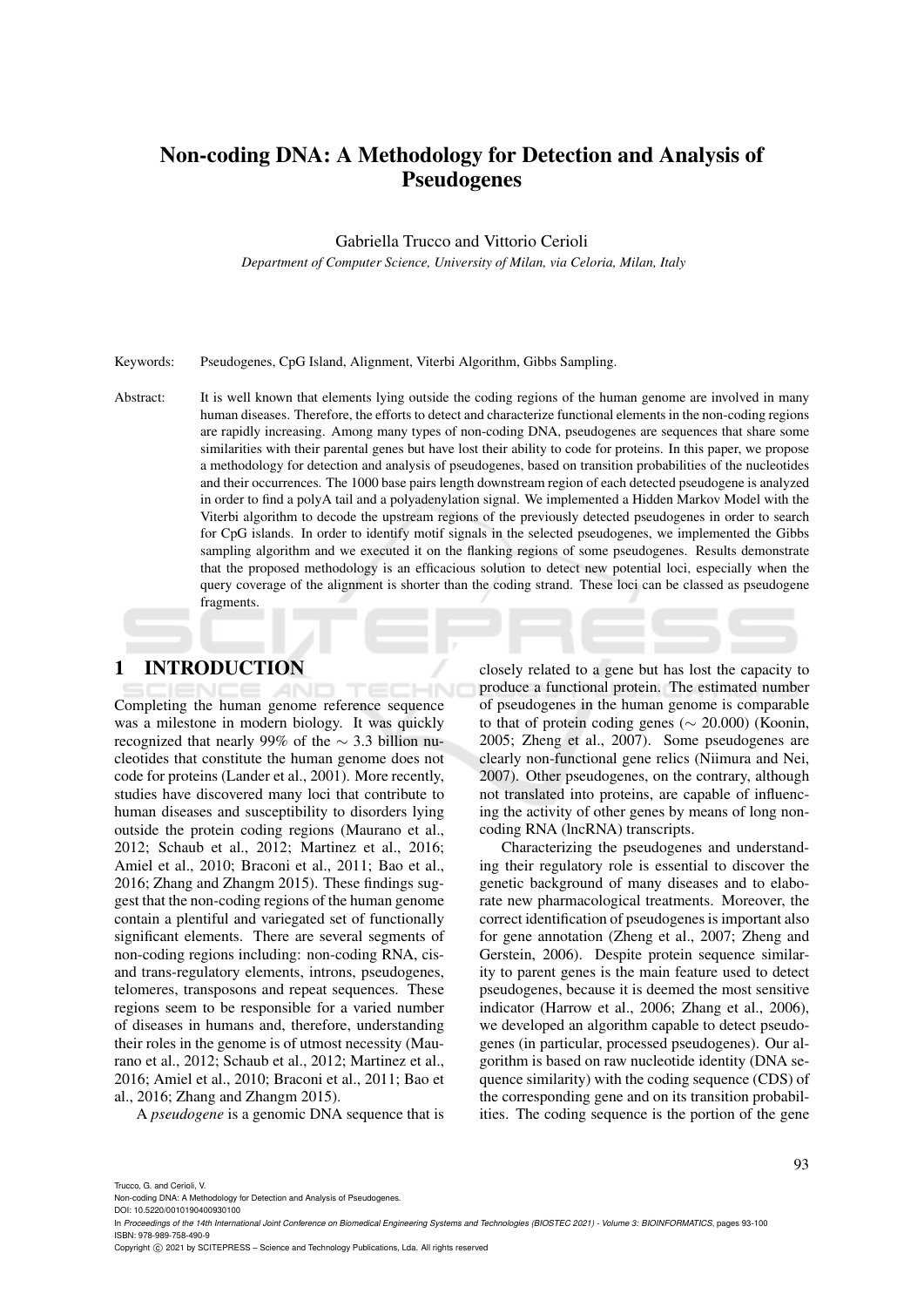// Non-coding DNA: A Methodology for Detection and Analysis of Pseudogenes

Gabriella Trucco and Vittorio Cerioli

*Department of Computer Science, University of Milan, via Celoria, Milan, Italy*

Keywords: Pseudogenes, CpG Island, Alignment, Viterbi Algorithm, Gibbs Sampling.

Abstract: It is well known that elements lying outside the coding regions of the human genome are involved in many human diseases. Therefore, the efforts to detect and characterize functional elements in the non-coding regions are rapidly increasing. Among many types of non-coding DNA, pseudogenes are sequences that share some similarities with their parental genes but have lost their ability to code for proteins. In this paper, we propose a methodology for detection and analysis of pseudogenes, based on transition probabilities of the nucleotides and their occurrences. The 1000 base pairs length downstream region of each detected pseudogene is analyzed in order to find a polyA tail and a polyadenylation signal. We implemented a Hidden Markov Model with the Viterbi algorithm to decode the upstream regions of the previously detected pseudogenes in order to search for CpG islands. In order to identify motif signals in the selected pseudogenes, we implemented the Gibbs sampling algorithm and we executed it on the flanking regions of some pseudogenes. Results demonstrate that the proposed methodology is an efficacious solution to detect new potential loci, especially when the query coverage of the alignment is shorter than the coding strand. These loci can be classed as pseudogene fragments.

## 1 INTRODUCTION

Completing the human genome reference sequence was a milestone in modern biology. It was quickly recognized that nearly 99% of the $\sim 3.3$ billion nucleotides that constitute the human genome does not code for proteins (Lander et al., 2001). More recently, studies have discovered many loci that contribute to human diseases and susceptibility to disorders lying outside the protein coding regions (Maurano et al., 2012; Schaub et al., 2012; Martinez et al., 2016; Amiel et al., 2010; Braconi et al., 2011; Bao et al., 2016; Zhang and Zhangm 2015). These findings suggest that the non-coding regions of the human genome contain a plentiful and variegated set of functionally significant elements. There are several segments of non-coding regions including: non-coding RNA, cis- and trans-regulatory elements, introns, pseudogenes, telomeres, transposons and repeat sequences. These regions seem to be responsible for a varied number of diseases in humans and, therefore, understanding their roles in the genome is of utmost necessity (Maurano et al., 2012; Schaub et al., 2012; Martinez et al., 2016; Amiel et al., 2010; Braconi et al., 2011; Bao et al., 2016; Zhang and Zhangm 2015).

A *pseudogene* is a genomic DNA sequence that is closely related to a gene but has lost the capacity to produce a functional protein. The estimated number of pseudogenes in the human genome is comparable to that of protein coding genes ($\sim 20.000$) (Koonin, 2005; Zheng et al., 2007). Some pseudogenes are clearly non-functional gene relics (Niimura and Nei, 2007). Other pseudogenes, on the contrary, although not translated into proteins, are capable of influencing the activity of other genes by means of long non-coding RNA (lncRNA) transcripts.

Characterizing the pseudogenes and understanding their regulatory role is essential to discover the genetic background of many diseases and to elaborate new pharmacological treatments. Moreover, the correct identification of pseudogenes is important also for gene annotation (Zheng et al., 2007; Zheng and Gerstein, 2006). Despite protein sequence similarity to parent genes is the main feature used to detect pseudogenes, because it is deemed the most sensitive indicator (Harrow et al., 2006; Zhang et al., 2006), we developed an algorithm capable to detect pseudogenes (in particular, processed pseudogenes). Our algorithm is based on raw nucleotide identity (DNA sequence similarity) with the coding sequence (CDS) of the corresponding gene and on its transition probabilities. The coding sequence is the portion of the gene

Trucco, G. and Cerioli, V.
Non-coding DNA: A Methodology for Detection and Analysis of Pseudogenes.
DOI: 10.5220/0010190400930100
In *Proceedings of the 14th International Joint Conference on Biomedical Engineering Systems and Technologies (BIOSTEC 2021) - Volume 3: BIOINFORMATICS*, pages 93-100
ISBN: 978-989-758-490-9
Copyright © 2021 by SCITEPRESS – Science and Technology Publications, Lda. All rights reserved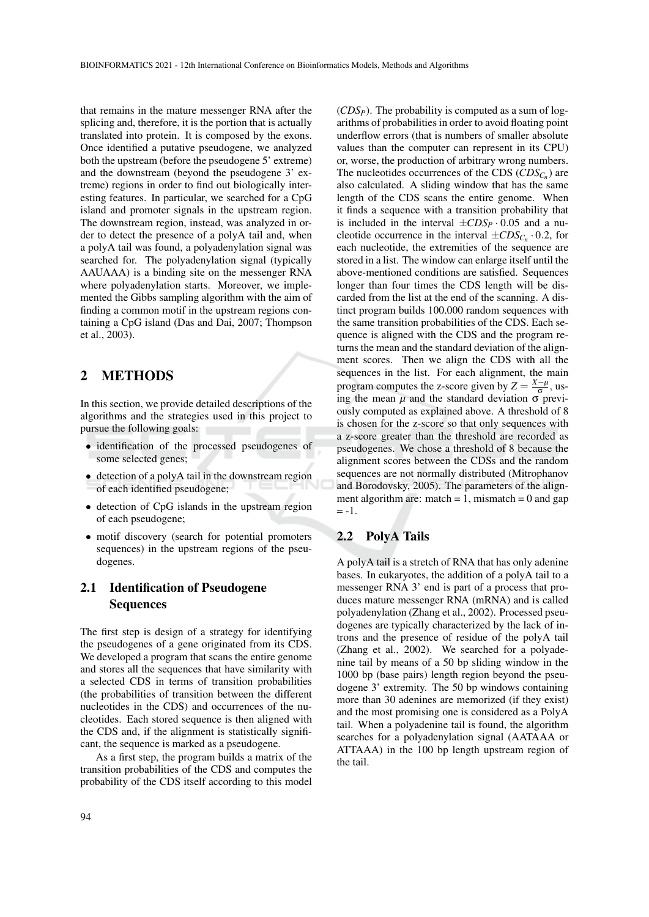that remains in the mature messenger RNA after the splicing and, therefore, it is the portion that is actually translated into protein. It is composed by the exons. Once identified a putative pseudogene, we analyzed both the upstream (before the pseudogene 5' extreme) and the downstream (beyond the pseudogene 3' extreme) regions in order to find out biologically interesting features. In particular, we searched for a CpG island and promoter signals in the upstream region. The downstream region, instead, was analyzed in order to detect the presence of a polyA tail and, when a polyA tail was found, a polyadenylation signal was searched for. The polyadenylation signal (typically AAUAAA) is a binding site on the messenger RNA where polyadenylation starts. Moreover, we implemented the Gibbs sampling algorithm with the aim of finding a common motif in the upstream regions containing a CpG island (Das and Dai, 2007; Thompson et al., 2003).

## 2 METHODS

In this section, we provide detailed descriptions of the algorithms and the strategies used in this project to pursue the following goals:

- identification of the processed pseudogenes of some selected genes;
- detection of a polyA tail in the downstream region of each identified pseudogene;
- detection of CpG islands in the upstream region of each pseudogene;
- motif discovery (search for potential promoters sequences) in the upstream regions of the pseudogenes.

### 2.1 Identification of Pseudogene Sequences

The first step is design of a strategy for identifying the pseudogenes of a gene originated from its CDS. We developed a program that scans the entire genome and stores all the sequences that have similarity with a selected CDS in terms of transition probabilities (the probabilities of transition between the different nucleotides in the CDS) and occurrences of the nucleotides. Each stored sequence is then aligned with the CDS and, if the alignment is statistically significant, the sequence is marked as a pseudogene.

As a first step, the program builds a matrix of the transition probabilities of the CDS and computes the probability of the CDS itself according to this model ($CDS_P$). The probability is computed as a sum of logarithms of probabilities in order to avoid floating point underflow errors (that is numbers of smaller absolute values than the computer can represent in its CPU) or, worse, the production of arbitrary wrong numbers. The nucleotides occurrences of the CDS ($CDS_{C_n}$) are also calculated. A sliding window that has the same length of the CDS scans the entire genome. When it finds a sequence with a transition probability that is included in the interval $\pm CDS_P \cdot 0.05$ and a nucleotide occurrence in the interval $\pm CDS_{C_n} \cdot 0.2$, for each nucleotide, the extremities of the sequence are stored in a list. The window can enlarge itself until the above-mentioned conditions are satisfied. Sequences longer than four times the CDS length will be discarded from the list at the end of the scanning. A distinct program builds 100.000 random sequences with the same transition probabilities of the CDS. Each sequence is aligned with the CDS and the program returns the mean and the standard deviation of the alignment scores. Then we align the CDS with all the sequences in the list. For each alignment, the main program computes the z-score given by $Z = \frac{X-\mu}{\sigma}$, using the mean $\mu$ and the standard deviation $\sigma$ previously computed as explained above. A threshold of 8 is chosen for the z-score so that only sequences with a z-score greater than the threshold are recorded as pseudogenes. We chose a threshold of 8 because the alignment scores between the CDSs and the random sequences are not normally distributed (Mitrophanov and Borodovsky, 2005). The parameters of the alignment algorithm are: match = 1, mismatch = 0 and gap = -1.

### 2.2 PolyA Tails

A polyA tail is a stretch of RNA that has only adenine bases. In eukaryotes, the addition of a polyA tail to a messenger RNA 3' end is part of a process that produces mature messenger RNA (mRNA) and is called polyadenylation (Zhang et al., 2002). Processed pseudogenes are typically characterized by the lack of introns and the presence of residue of the polyA tail (Zhang et al., 2002). We searched for a polyadenine tail by means of a 50 bp sliding window in the 1000 bp (base pairs) length region beyond the pseudogene 3' extremity. The 50 bp windows containing more than 30 adenines are memorized (if they exist) and the most promising one is considered as a PolyA tail. When a polyadenine tail is found, the algorithm searches for a polyadenylation signal (AATAAA or ATTAAA) in the 100 bp length upstream region of the tail.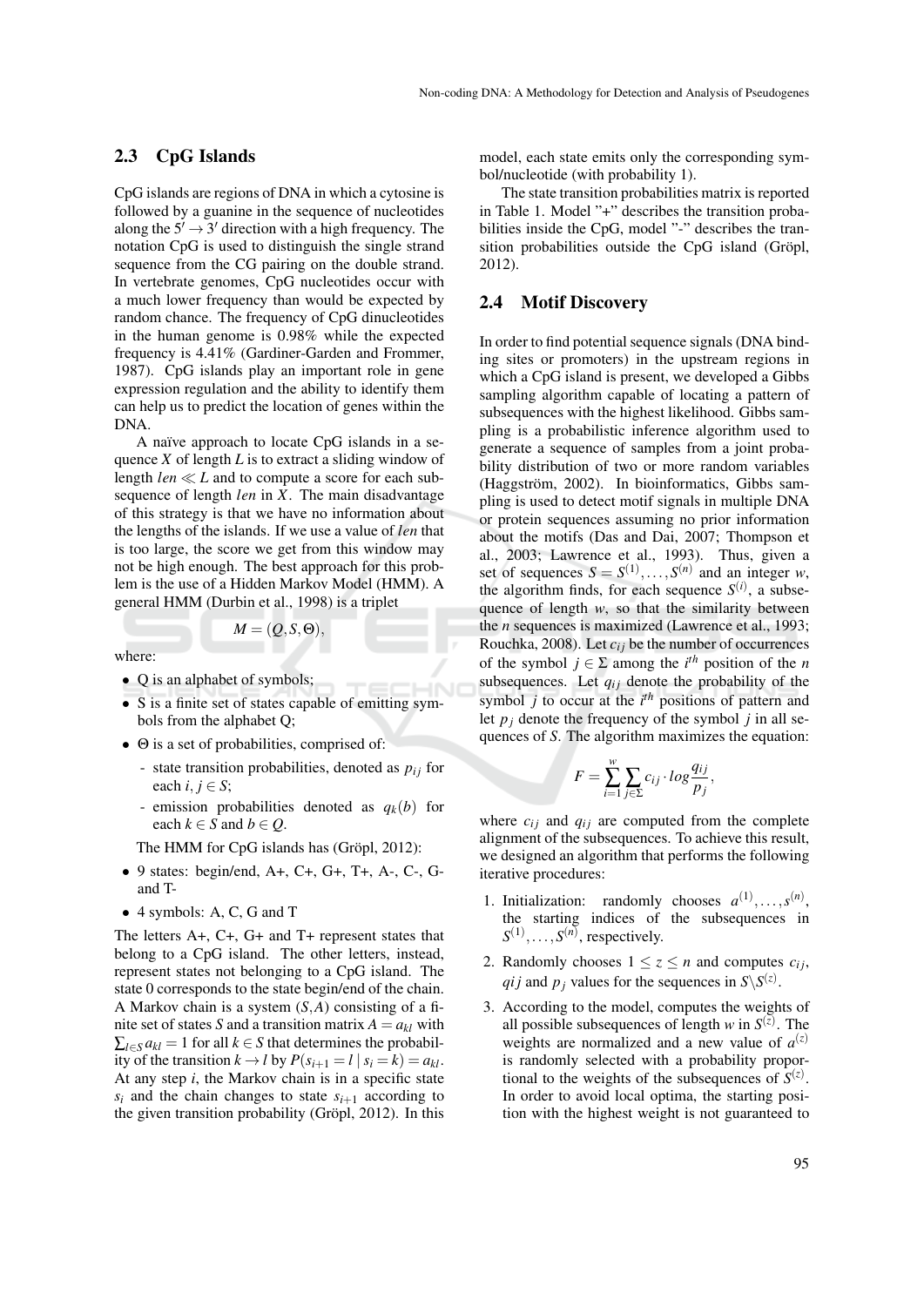## 2.3 CpG Islands

CpG islands are regions of DNA in which a cytosine is followed by a guanine in the sequence of nucleotides along the $5' \rightarrow 3'$ direction with a high frequency. The notation CpG is used to distinguish the single strand sequence from the CG pairing on the double strand. In vertebrate genomes, CpG nucleotides occur with a much lower frequency than would be expected by random chance. The frequency of CpG dinucleotides in the human genome is 0.98% while the expected frequency is 4.41% (Gardiner-Garden and Frommer, 1987). CpG islands play an important role in gene expression regulation and the ability to identify them can help us to predict the location of genes within the DNA.

A naïve approach to locate CpG islands in a sequence $X$ of length $L$ is to extract a sliding window of length $len \ll L$ and to compute a score for each subsequence of length $len$ in $X$. The main disadvantage of this strategy is that we have no information about the lengths of the islands. If we use a value of $len$ that is too large, the score we get from this window may not be high enough. The best approach for this problem is the use of a Hidden Markov Model (HMM). A general HMM (Durbin et al., 1998) is a triplet

$$M = (Q, S, \Theta),$$

where:

- Q is an alphabet of symbols;
- S is a finite set of states capable of emitting symbols from the alphabet Q;
- $\Theta$ is a set of probabilities, comprised of:
  - state transition probabilities, denoted as $p_{ij}$ for each $i, j \in S$;
  - emission probabilities denoted as $q_k(b)$ for each $k \in S$ and $b \in Q$.

  The HMM for CpG islands has (Gröpl, 2012):

- 9 states: begin/end, A+, C+, G+, T+, A-, C-, G- and T-
- 4 symbols: A, C, G and T

The letters A+, C+, G+ and T+ represent states that belong to a CpG island. The other letters, instead, represent states not belonging to a CpG island. The state 0 corresponds to the state begin/end of the chain. A Markov chain is a system $(S, A)$ consisting of a finite set of states $S$ and a transition matrix $A = a_{kl}$ with $\sum_{l \in S} a_{kl} = 1$ for all $k \in S$ that determines the probability of the transition $k \rightarrow l$ by $P(s_{i+1} = l \mid s_i = k) = a_{kl}$. At any step $i$, the Markov chain is in a specific state $s_i$ and the chain changes to state $s_{i+1}$ according to the given transition probability (Gröpl, 2012). In this model, each state emits only the corresponding symbol/nucleotide (with probability 1).

The state transition probabilities matrix is reported in Table 1. Model "+" describes the transition probabilities inside the CpG, model "-" describes the transition probabilities outside the CpG island (Gröpl, 2012).

## 2.4 Motif Discovery

In order to find potential sequence signals (DNA binding sites or promoters) in the upstream regions in which a CpG island is present, we developed a Gibbs sampling algorithm capable of locating a pattern of subsequences with the highest likelihood. Gibbs sampling is a probabilistic inference algorithm used to generate a sequence of samples from a joint probability distribution of two or more random variables (Haggström, 2002). In bioinformatics, Gibbs sampling is used to detect motif signals in multiple DNA or protein sequences assuming no prior information about the motifs (Das and Dai, 2007; Thompson et al., 2003; Lawrence et al., 1993). Thus, given a set of sequences $S = S^{(1)}, \ldots, S^{(n)}$ and an integer $w$, the algorithm finds, for each sequence $S^{(i)}$, a subsequence of length $w$, so that the similarity between the $n$ sequences is maximized (Lawrence et al., 1993; Rouchka, 2008). Let $c_{ij}$ be the number of occurrences of the symbol $j \in \Sigma$ among the $i^{th}$ position of the $n$ subsequences. Let $q_{ij}$ denote the probability of the symbol $j$ to occur at the $i^{th}$ positions of pattern and let $p_j$ denote the frequency of the symbol $j$ in all sequences of $S$. The algorithm maximizes the equation:

$$F = \sum_{i=1}^{w} \sum_{j \in \Sigma} c_{ij} \cdot log \frac{q_{ij}}{p_j},$$

where $c_{ij}$ and $q_{ij}$ are computed from the complete alignment of the subsequences. To achieve this result, we designed an algorithm that performs the following iterative procedures:

1. Initialization: randomly chooses $a^{(1)}, \ldots, s^{(n)}$, the starting indices of the subsequences in $S^{(1)}, \ldots, S^{(n)}$, respectively.
2. Randomly chooses $1 \leq z \leq n$ and computes $c_{ij}$, $qij$ and $p_j$ values for the sequences in $S \backslash S^{(z)}$.
3. According to the model, computes the weights of all possible subsequences of length $w$ in $S^{(z)}$. The weights are normalized and a new value of $a^{(z)}$ is randomly selected with a probability proportional to the weights of the subsequences of $S^{(z)}$. In order to avoid local optima, the starting position with the highest weight is not guaranteed to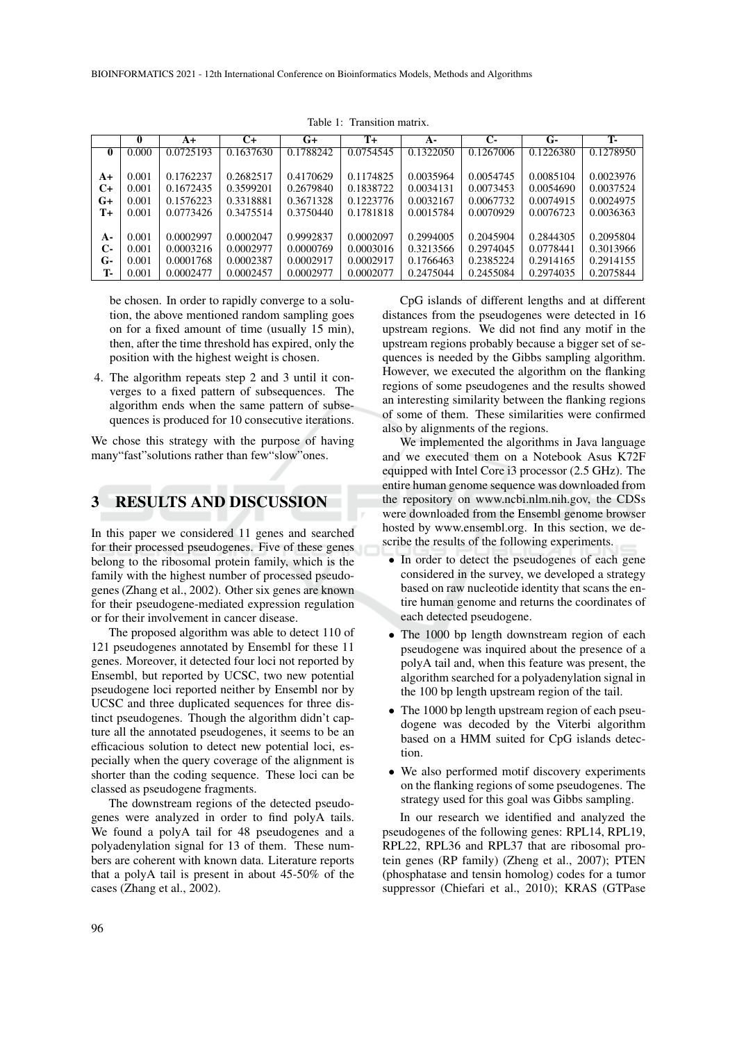Table 1: Transition matrix.

| | 0 | A+ | C+ | G+ | T+ | A- | C- | G- | T- |
|---|---|---|---|---|---|---|---|---|---|
| **0** | 0.000 | 0.0725193 | 0.1637630 | 0.1788242 | 0.0754545 | 0.1322050 | 0.1267006 | 0.1226380 | 0.1278950 |
| **A+** | 0.001 | 0.1762237 | 0.2682517 | 0.4170629 | 0.1174825 | 0.0035964 | 0.0054745 | 0.0085104 | 0.0023976 |
| **C+** | 0.001 | 0.1672435 | 0.3599201 | 0.2679840 | 0.1838722 | 0.0034131 | 0.0073453 | 0.0054690 | 0.0037524 |
| **G+** | 0.001 | 0.1576223 | 0.3318881 | 0.3671328 | 0.1223776 | 0.0032167 | 0.0067732 | 0.0074915 | 0.0024975 |
| **T+** | 0.001 | 0.0773426 | 0.3475514 | 0.3750440 | 0.1781818 | 0.0015784 | 0.0070929 | 0.0076723 | 0.0036363 |
| **A-** | 0.001 | 0.0002997 | 0.0002047 | 0.9992837 | 0.0002097 | 0.2994005 | 0.2045904 | 0.2844305 | 0.2095804 |
| **C-** | 0.001 | 0.0003216 | 0.0002977 | 0.0000769 | 0.0003016 | 0.3213566 | 0.2974045 | 0.0778441 | 0.3013966 |
| **G-** | 0.001 | 0.0001768 | 0.0002387 | 0.0002917 | 0.0002917 | 0.1766463 | 0.2385224 | 0.2914165 | 0.2914155 |
| **T-** | 0.001 | 0.0002477 | 0.0002457 | 0.0002977 | 0.0002077 | 0.2475044 | 0.2455084 | 0.2974035 | 0.2075844 |

be chosen. In order to rapidly converge to a solution, the above mentioned random sampling goes on for a fixed amount of time (usually 15 min), then, after the time threshold has expired, only the position with the highest weight is chosen.

4. The algorithm repeats step 2 and 3 until it converges to a fixed pattern of subsequences. The algorithm ends when the same pattern of subsequences is produced for 10 consecutive iterations.

We chose this strategy with the purpose of having many"fast"solutions rather than few"slow"ones.

## 3 RESULTS AND DISCUSSION

In this paper we considered 11 genes and searched for their processed pseudogenes. Five of these genes belong to the ribosomal protein family, which is the family with the highest number of processed pseudogenes (Zhang et al., 2002). Other six genes are known for their pseudogene-mediated expression regulation or for their involvement in cancer disease.

The proposed algorithm was able to detect 110 of 121 pseudogenes annotated by Ensembl for these 11 genes. Moreover, it detected four loci not reported by Ensembl, but reported by UCSC, two new potential pseudogene loci reported neither by Ensembl nor by UCSC and three duplicated sequences for three distinct pseudogenes. Though the algorithm didn't capture all the annotated pseudogenes, it seems to be an efficacious solution to detect new potential loci, especially when the query coverage of the alignment is shorter than the coding sequence. These loci can be classed as pseudogene fragments.

The downstream regions of the detected pseudogenes were analyzed in order to find polyA tails. We found a polyA tail for 48 pseudogenes and a polyadenylation signal for 13 of them. These numbers are coherent with known data. Literature reports that a polyA tail is present in about 45-50% of the cases (Zhang et al., 2002).

CpG islands of different lengths and at different distances from the pseudogenes were detected in 16 upstream regions. We did not find any motif in the upstream regions probably because a bigger set of sequences is needed by the Gibbs sampling algorithm. However, we executed the algorithm on the flanking regions of some pseudogenes and the results showed an interesting similarity between the flanking regions of some of them. These similarities were confirmed also by alignments of the regions.

We implemented the algorithms in Java language and we executed them on a Notebook Asus K72F equipped with Intel Core i3 processor (2.5 GHz). The entire human genome sequence was downloaded from the repository on www.ncbi.nlm.nih.gov, the CDSs were downloaded from the Ensembl genome browser hosted by www.ensembl.org. In this section, we describe the results of the following experiments.

- In order to detect the pseudogenes of each gene considered in the survey, we developed a strategy based on raw nucleotide identity that scans the entire human genome and returns the coordinates of each detected pseudogene.
- The 1000 bp length downstream region of each pseudogene was inquired about the presence of a polyA tail and, when this feature was present, the algorithm searched for a polyadenylation signal in the 100 bp length upstream region of the tail.
- The 1000 bp length upstream region of each pseudogene was decoded by the Viterbi algorithm based on a HMM suited for CpG islands detection.
- We also performed motif discovery experiments on the flanking regions of some pseudogenes. The strategy used for this goal was Gibbs sampling.

In our research we identified and analyzed the pseudogenes of the following genes: RPL14, RPL19, RPL22, RPL36 and RPL37 that are ribosomal protein genes (RP family) (Zheng et al., 2007); PTEN (phosphatase and tensin homolog) codes for a tumor suppressor (Chiefari et al., 2010); KRAS (GTPase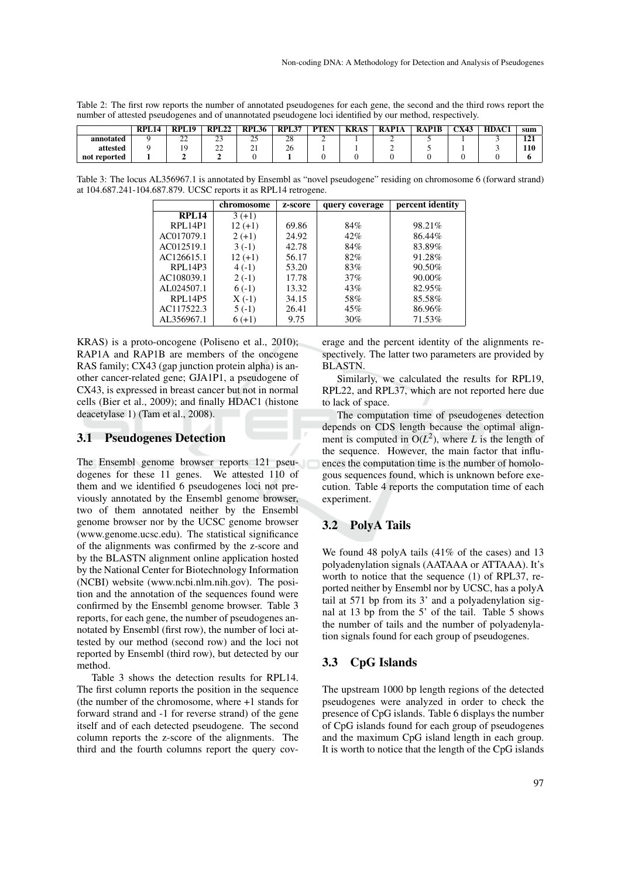Table 2: The first row reports the number of annotated pseudogenes for each gene, the second and the third rows report the number of attested pseudogenes and of unannotated pseudogene loci identified by our method, respectively.

| | RPL14 | RPL19 | RPL22 | RPL36 | RPL37 | PTEN | KRAS | RAP1A | RAP1B | CX43 | HDAC1 | sum |
|---|---|---|---|---|---|---|---|---|---|---|---|---|
| **annotated** | 9 | 22 | 23 | 25 | 28 | 2 | 1 | 2 | 5 | 1 | 3 | **121** |
| **attested** | 9 | 19 | 22 | 21 | 26 | 1 | 1 | 2 | 5 | 1 | 3 | **110** |
| **not reported** | **1** | **2** | **2** | 0 | **1** | 0 | 0 | 0 | 0 | 0 | 0 | **6** |

Table 3: The locus AL356967.1 is annotated by Ensembl as "novel pseudogene" residing on chromosome 6 (forward strand) at 104.687.241-104.687.879. UCSC reports it as RPL14 retrogene.

| | chromosome | z-score | query coverage | percent identity |
|---|---|---|---|---|
| **RPL14** | 3 (+1) | | | |
| RPL14P1 | 12 (+1) | 69.86 | 84% | 98.21% |
| AC017079.1 | 2 (+1) | 24.92 | 42% | 86.44% |
| AC012519.1 | 3 (-1) | 42.78 | 84% | 83.89% |
| AC126615.1 | 12 (+1) | 56.17 | 82% | 91.28% |
| RPL14P3 | 4 (-1) | 53.20 | 83% | 90.50% |
| AC108039.1 | 2 (-1) | 17.78 | 37% | 90.00% |
| AL024507.1 | 6 (-1) | 13.32 | 43% | 82.95% |
| RPL14P5 | X (-1) | 34.15 | 58% | 85.58% |
| AC117522.3 | 5 (-1) | 26.41 | 45% | 86.96% |
| AL356967.1 | 6 (+1) | 9.75 | 30% | 71.53% |

KRAS) is a proto-oncogene (Poliseno et al., 2010); RAP1A and RAP1B are members of the oncogene RAS family; CX43 (gap junction protein alpha) is another cancer-related gene; GJA1P1, a pseudogene of CX43, is expressed in breast cancer but not in normal cells (Bier et al., 2009); and finally HDAC1 (histone deacetylase 1) (Tam et al., 2008).

## 3.1 Pseudogenes Detection

The Ensembl genome browser reports 121 pseudogenes for these 11 genes. We attested 110 of them and we identified 6 pseudogenes loci not previously annotated by the Ensembl genome browser, two of them annotated neither by the Ensembl genome browser nor by the UCSC genome browser (www.genome.ucsc.edu). The statistical significance of the alignments was confirmed by the z-score and by the BLASTN alignment online application hosted by the National Center for Biotechnology Information (NCBI) website (www.ncbi.nlm.nih.gov). The position and the annotation of the sequences found were confirmed by the Ensembl genome browser. Table 3 reports, for each gene, the number of pseudogenes annotated by Ensembl (first row), the number of loci attested by our method (second row) and the loci not reported by Ensembl (third row), but detected by our method.

Table 3 shows the detection results for RPL14. The first column reports the position in the sequence (the number of the chromosome, where +1 stands for forward strand and -1 for reverse strand) of the gene itself and of each detected pseudogene. The second column reports the z-score of the alignments. The third and the fourth columns report the query coverage and the percent identity of the alignments respectively. The latter two parameters are provided by BLASTN.

Similarly, we calculated the results for RPL19, RPL22, and RPL37, which are not reported here due to lack of space.

The computation time of pseudogenes detection depends on CDS length because the optimal alignment is computed in $O(L^2)$, where $L$ is the length of the sequence. However, the main factor that influences the computation time is the number of homologous sequences found, which is unknown before execution. Table 4 reports the computation time of each experiment.

## 3.2 PolyA Tails

We found 48 polyA tails (41% of the cases) and 13 polyadenylation signals (AATAAA or ATTAAA). It's worth to notice that the sequence (1) of RPL37, reported neither by Ensembl nor by UCSC, has a polyA tail at 571 bp from its 3' and a polyadenylation signal at 13 bp from the 5' of the tail. Table 5 shows the number of tails and the number of polyadenylation signals found for each group of pseudogenes.

## 3.3 CpG Islands

The upstream 1000 bp length regions of the detected pseudogenes were analyzed in order to check the presence of CpG islands. Table 6 displays the number of CpG islands found for each group of pseudogenes and the maximum CpG island length in each group. It is worth to notice that the length of the CpG islands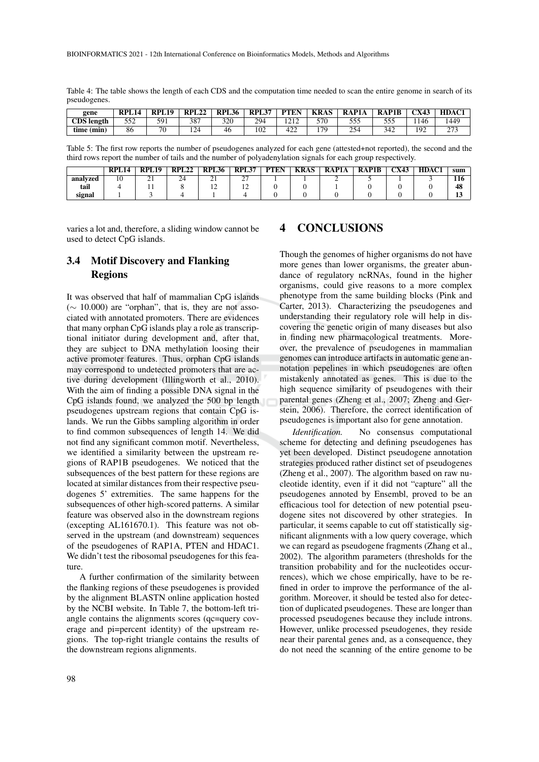Table 4: The table shows the length of each CDS and the computation time needed to scan the entire genome in search of its pseudogenes.

| gene | RPL14 | RPL19 | RPL22 | RPL36 | RPL37 | PTEN | KRAS | RAP1A | RAP1B | CX43 | HDAC1 |
|---|---|---|---|---|---|---|---|---|---|---|---|
| CDS length | 552 | 591 | 387 | 320 | 294 | 1212 | 570 | 555 | 555 | 1146 | 1449 |
| time (min) | 86 | 70 | 124 | 46 | 102 | 422 | 179 | 254 | 342 | 192 | 273 |

Table 5: The first row reports the number of pseudogenes analyzed for each gene (attested+not reported), the second and the third rows report the number of tails and the number of polyadenylation signals for each group respectively.

| | RPL14 | RPL19 | RPL22 | RPL36 | RPL37 | PTEN | KRAS | RAP1A | RAP1B | CX43 | HDAC1 | sum |
|---|---|---|---|---|---|---|---|---|---|---|---|---|
| analyzed | 10 | 21 | 24 | 21 | 27 | 1 | 1 | 2 | 5 | 1 | 3 | 116 |
| tail | 4 | 11 | 8 | 12 | 12 | 0 | 0 | 1 | 0 | 0 | 0 | 48 |
| signal | 1 | 3 | 4 | 1 | 4 | 0 | 0 | 0 | 0 | 0 | 0 | 13 |

varies a lot and, therefore, a sliding window cannot be used to detect CpG islands.

### 3.4 Motif Discovery and Flanking Regions

It was observed that half of mammalian CpG islands ($\sim$ 10.000) are "orphan", that is, they are not associated with annotated promoters. There are evidences that many orphan CpG islands play a role as transcriptional initiator during development and, after that, they are subject to DNA methylation loosing their active promoter features. Thus, orphan CpG islands may correspond to undetected promoters that are active during development (Illingworth et al., 2010). With the aim of finding a possible DNA signal in the CpG islands found, we analyzed the 500 bp length pseudogenes upstream regions that contain CpG islands. We run the Gibbs sampling algorithm in order to find common subsequences of length 14. We did not find any significant common motif. Nevertheless, we identified a similarity between the upstream regions of RAP1B pseudogenes. We noticed that the subsequences of the best pattern for these regions are located at similar distances from their respective pseudogenes 5' extremities. The same happens for the subsequences of other high-scored patterns. A similar feature was observed also in the downstream regions (excepting AL161670.1). This feature was not observed in the upstream (and downstream) sequences of the pseudogenes of RAP1A, PTEN and HDAC1. We didn't test the ribosomal pseudogenes for this feature.

A further confirmation of the similarity between the flanking regions of these pseudogenes is provided by the alignment BLASTN online application hosted by the NCBI website. In Table 7, the bottom-left triangle contains the alignments scores (qc=query coverage and pi=percent identity) of the upstream regions. The top-right triangle contains the results of the downstream regions alignments.

## 4 CONCLUSIONS

Though the genomes of higher organisms do not have more genes than lower organisms, the greater abundance of regulatory ncRNAs, found in the higher organisms, could give reasons to a more complex phenotype from the same building blocks (Pink and Carter, 2013). Characterizing the pseudogenes and understanding their regulatory role will help in discovering the genetic origin of many diseases but also in finding new pharmacological treatments. Moreover, the prevalence of pseudogenes in mammalian genomes can introduce artifacts in automatic gene annotation pepelines in which pseudogenes are often mistakenly annotated as genes. This is due to the high sequence similarity of pseudogenes with their parental genes (Zheng et al., 2007; Zheng and Gerstein, 2006). Therefore, the correct identification of pseudogenes is important also for gene annotation.

*Identification.* No consensus computational scheme for detecting and defining pseudogenes has yet been developed. Distinct pseudogene annotation strategies produced rather distinct set of pseudogenes (Zheng et al., 2007). The algorithm based on raw nucleotide identity, even if it did not "capture" all the pseudogenes annoted by Ensembl, proved to be an efficacious tool for detection of new potential pseudogene sites not discovered by other strategies. In particular, it seems capable to cut off statistically significant alignments with a low query coverage, which we can regard as pseudogene fragments (Zhang et al., 2002). The algorithm parameters (thresholds for the transition probability and for the nucleotides occurrences), which we chose empirically, have to be refined in order to improve the performance of the algorithm. Moreover, it should be tested also for detection of duplicated pseudogenes. These are longer than processed pseudogenes because they include introns. However, unlike processed pseudogenes, they reside near their parental genes and, as a consequence, they do not need the scanning of the entire genome to be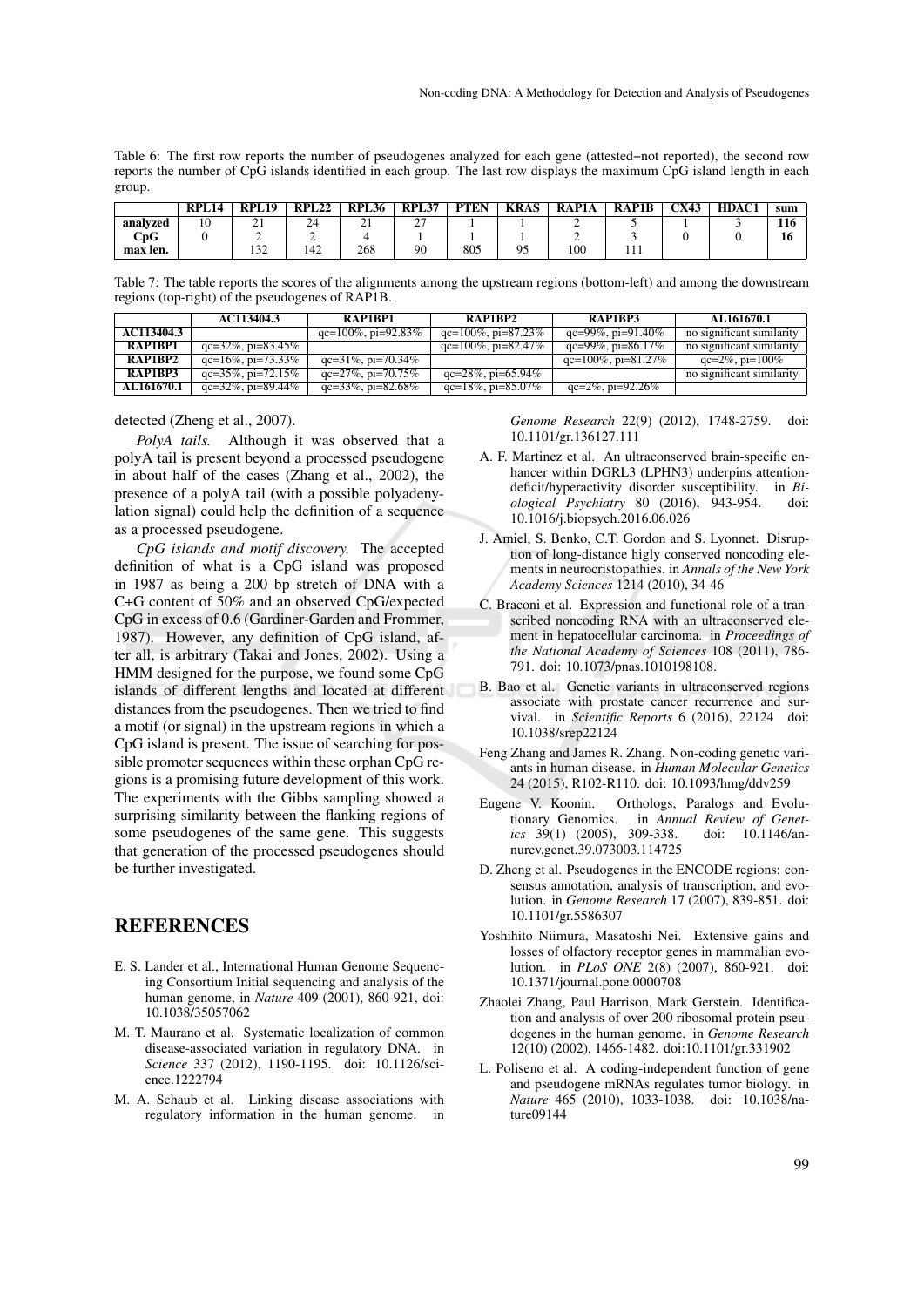Table 6: The first row reports the number of pseudogenes analyzed for each gene (attested+not reported), the second row reports the number of CpG islands identified in each group. The last row displays the maximum CpG island length in each group.

| | RPL14 | RPL19 | RPL22 | RPL36 | RPL37 | PTEN | KRAS | RAP1A | RAP1B | CX43 | HDAC1 | sum |
|---|---|---|---|---|---|---|---|---|---|---|---|---|
| **analyzed** | 10 | 21 | 24 | 21 | 27 | 1 | 1 | 2 | 5 | 1 | 3 | **116** |
| **CpG** | 0 | 2 | 2 | 4 | 1 | 1 | 1 | 2 | 3 | 0 | 0 | **16** |
| **max len.** | | 132 | 142 | 268 | 90 | 805 | 95 | 100 | 111 | | | |

Table 7: The table reports the scores of the alignments among the upstream regions (bottom-left) and among the downstream regions (top-right) of the pseudogenes of RAP1B.

| | AC113404.3 | RAP1BP1 | RAP1BP2 | RAP1BP3 | AL161670.1 |
|---|---|---|---|---|---|
| **AC113404.3** | | qc=100%, pi=92.83% | qc=100%, pi=87.23% | qc=99%, pi=91.40% | no significant similarity |
| **RAP1BP1** | qc=32%, pi=83.45% | | qc=100%, pi=82.47% | qc=99%, pi=86.17% | no significant similarity |
| **RAP1BP2** | qc=16%, pi=73.33% | qc=31%, pi=70.34% | | qc=100%, pi=81.27% | qc=2%, pi=100% |
| **RAP1BP3** | qc=35%, pi=72.15% | qc=27%, pi=70.75% | qc=28%, pi=65.94% | | no significant similarity |
| **AL161670.1** | qc=32%, pi=89.44% | qc=33%, pi=82.68% | qc=18%, pi=85.07% | qc=2%, pi=92.26% | |

detected (Zheng et al., 2007).

*PolyA tails.* Although it was observed that a polyA tail is present beyond a processed pseudogene in about half of the cases (Zhang et al., 2002), the presence of a polyA tail (with a possible polyadenylation signal) could help the definition of a sequence as a processed pseudogene.

*CpG islands and motif discovery.* The accepted definition of what is a CpG island was proposed in 1987 as being a 200 bp stretch of DNA with a C+G content of 50% and an observed CpG/expected CpG in excess of 0.6 (Gardiner-Garden and Frommer, 1987). However, any definition of CpG island, after all, is arbitrary (Takai and Jones, 2002). Using a HMM designed for the purpose, we found some CpG islands of different lengths and located at different distances from the pseudogenes. Then we tried to find a motif (or signal) in the upstream regions in which a CpG island is present. The issue of searching for possible promoter sequences within these orphan CpG regions is a promising future development of this work. The experiments with the Gibbs sampling showed a surprising similarity between the flanking regions of some pseudogenes of the same gene. This suggests that generation of the processed pseudogenes should be further investigated.

## REFERENCES

E. S. Lander et al., International Human Genome Sequencing Consortium Initial sequencing and analysis of the human genome, in *Nature* 409 (2001), 860-921, doi: 10.1038/35057062

M. T. Maurano et al. Systematic localization of common disease-associated variation in regulatory DNA. in *Science* 337 (2012), 1190-1195. doi: 10.1126/science.1222794

M. A. Schaub et al. Linking disease associations with regulatory information in the human genome. in *Genome Research* 22(9) (2012), 1748-2759. doi: 10.1101/gr.136127.111

A. F. Martinez et al. An ultraconserved brain-specific enhancer within DGRL3 (LPHN3) underpins attention-deficit/hyperactivity disorder susceptibility. in *Biological Psychiatry* 80 (2016), 943-954. doi: 10.1016/j.biopsych.2016.06.026

J. Amiel, S. Benko, C.T. Gordon and S. Lyonnet. Disruption of long-distance higly conserved noncoding elements in neurocristopathies. in *Annals of the New York Academy Sciences* 1214 (2010), 34-46

C. Braconi et al. Expression and functional role of a transcribed noncoding RNA with an ultraconserved element in hepatocellular carcinoma. in *Proceedings of the National Academy of Sciences* 108 (2011), 786-791. doi: 10.1073/pnas.1010198108.

B. Bao et al. Genetic variants in ultraconserved regions associate with prostate cancer recurrence and survival. in *Scientific Reports* 6 (2016), 22124 doi: 10.1038/srep22124

Feng Zhang and James R. Zhang. Non-coding genetic variants in human disease. in *Human Molecular Genetics* 24 (2015), R102-R110. doi: 10.1093/hmg/ddv259

Eugene V. Koonin. Orthologs, Paralogs and Evolutionary Genomics. in *Annual Review of Genetics* 39(1) (2005), 309-338. doi: 10.1146/annurev.genet.39.073003.114725

D. Zheng et al. Pseudogenes in the ENCODE regions: consensus annotation, analysis of transcription, and evolution. in *Genome Research* 17 (2007), 839-851. doi: 10.1101/gr.5586307

Yoshihito Niimura, Masatoshi Nei. Extensive gains and losses of olfactory receptor genes in mammalian evolution. in *PLoS ONE* 2(8) (2007), 860-921. doi: 10.1371/journal.pone.0000708

Zhaolei Zhang, Paul Harrison, Mark Gerstein. Identification and analysis of over 200 ribosomal protein pseudogenes in the human genome. in *Genome Research* 12(10) (2002), 1466-1482. doi:10.1101/gr.331902

L. Poliseno et al. A coding-independent function of gene and pseudogene mRNAs regulates tumor biology. in *Nature* 465 (2010), 1033-1038. doi: 10.1038/nature09144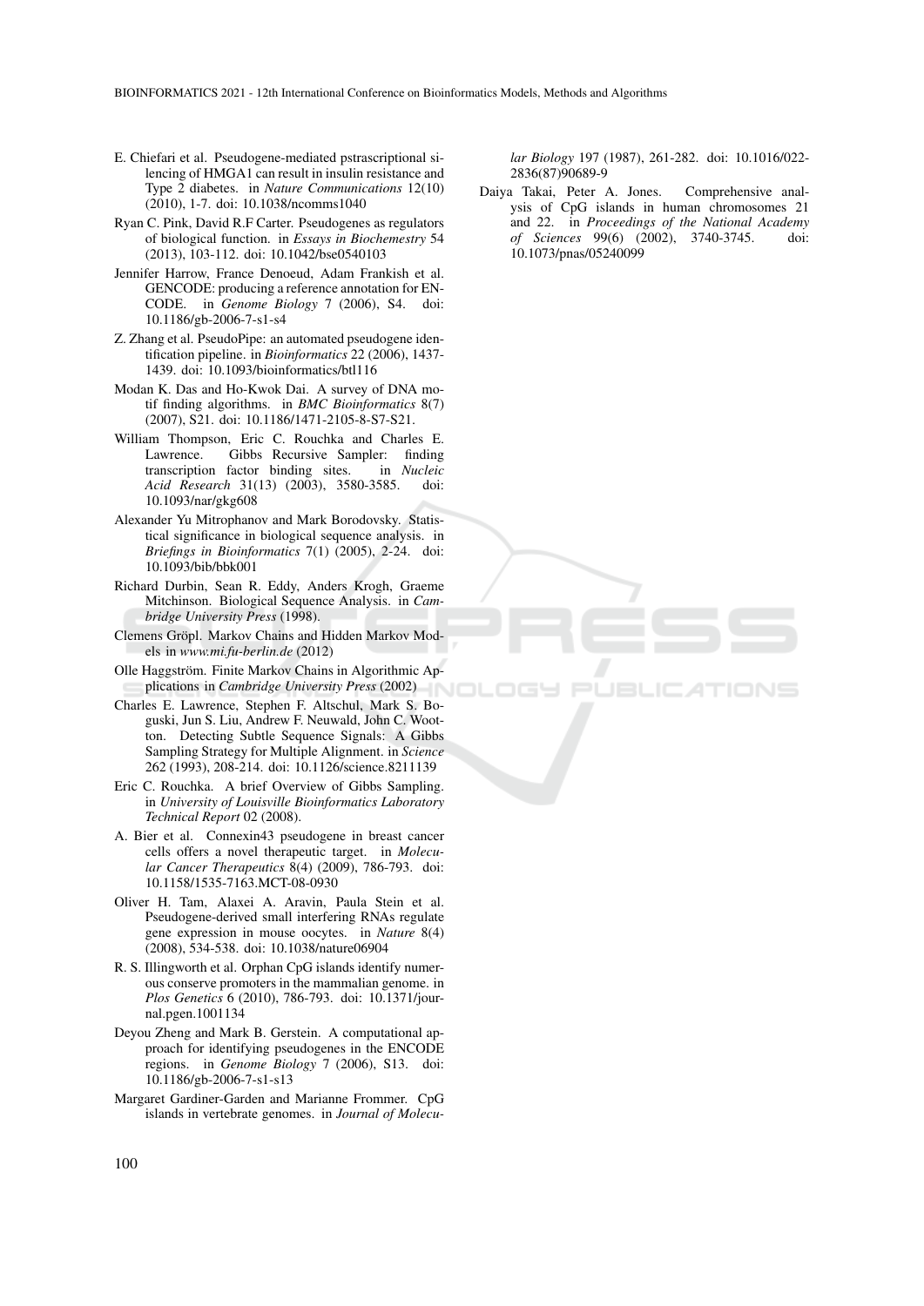E. Chiefari et al. Pseudogene-mediated pstrascriptional silencing of HMGA1 can result in insulin resistance and Type 2 diabetes. in *Nature Communications* 12(10) (2010), 1-7. doi: 10.1038/ncomms1040

Ryan C. Pink, David R.F Carter. Pseudogenes as regulators of biological function. in *Essays in Biochemestry* 54 (2013), 103-112. doi: 10.1042/bse0540103

Jennifer Harrow, France Denoeud, Adam Frankish et al. GENCODE: producing a reference annotation for ENCODE. in *Genome Biology* 7 (2006), S4. doi: 10.1186/gb-2006-7-s1-s4

Z. Zhang et al. PseudoPipe: an automated pseudogene identification pipeline. in *Bioinformatics* 22 (2006), 1437-1439. doi: 10.1093/bioinformatics/btl116

Modan K. Das and Ho-Kwok Dai. A survey of DNA motif finding algorithms. in *BMC Bioinformatics* 8(7) (2007), S21. doi: 10.1186/1471-2105-8-S7-S21.

William Thompson, Eric C. Rouchka and Charles E. Lawrence. Gibbs Recursive Sampler: finding transcription factor binding sites. in *Nucleic Acid Research* 31(13) (2003), 3580-3585. doi: 10.1093/nar/gkg608

Alexander Yu Mitrophanov and Mark Borodovsky. Statistical significance in biological sequence analysis. in *Briefings in Bioinformatics* 7(1) (2005), 2-24. doi: 10.1093/bib/bbk001

Richard Durbin, Sean R. Eddy, Anders Krogh, Graeme Mitchinson. Biological Sequence Analysis. in *Cambridge University Press* (1998).

Clemens Gröpl. Markov Chains and Hidden Markov Models in *www.mi.fu-berlin.de* (2012)

Olle Haggström. Finite Markov Chains in Algorithmic Applications in *Cambridge University Press* (2002)

Charles E. Lawrence, Stephen F. Altschul, Mark S. Boguski, Jun S. Liu, Andrew F. Neuwald, John C. Wootton. Detecting Subtle Sequence Signals: A Gibbs Sampling Strategy for Multiple Alignment. in *Science* 262 (1993), 208-214. doi: 10.1126/science.8211139

Eric C. Rouchka. A brief Overview of Gibbs Sampling. in *University of Louisville Bioinformatics Laboratory Technical Report* 02 (2008).

A. Bier et al. Connexin43 pseudogene in breast cancer cells offers a novel therapeutic target. in *Molecular Cancer Therapeutics* 8(4) (2009), 786-793. doi: 10.1158/1535-7163.MCT-08-0930

Oliver H. Tam, Alaxei A. Aravin, Paula Stein et al. Pseudogene-derived small interfering RNAs regulate gene expression in mouse oocytes. in *Nature* 8(4) (2008), 534-538. doi: 10.1038/nature06904

R. S. Illingworth et al. Orphan CpG islands identify numerous conserve promoters in the mammalian genome. in *Plos Genetics* 6 (2010), 786-793. doi: 10.1371/journal.pgen.1001134

Deyou Zheng and Mark B. Gerstein. A computational approach for identifying pseudogenes in the ENCODE regions. in *Genome Biology* 7 (2006), S13. doi: 10.1186/gb-2006-7-s1-s13

Margaret Gardiner-Garden and Marianne Frommer. CpG islands in vertebrate genomes. in *Journal of Molecular Biology* 197 (1987), 261-282. doi: 10.1016/022-2836(87)90689-9

Daiya Takai, Peter A. Jones. Comprehensive analysis of CpG islands in human chromosomes 21 and 22. in *Proceedings of the National Academy of Sciences* 99(6) (2002), 3740-3745. doi: 10.1073/pnas/05240099